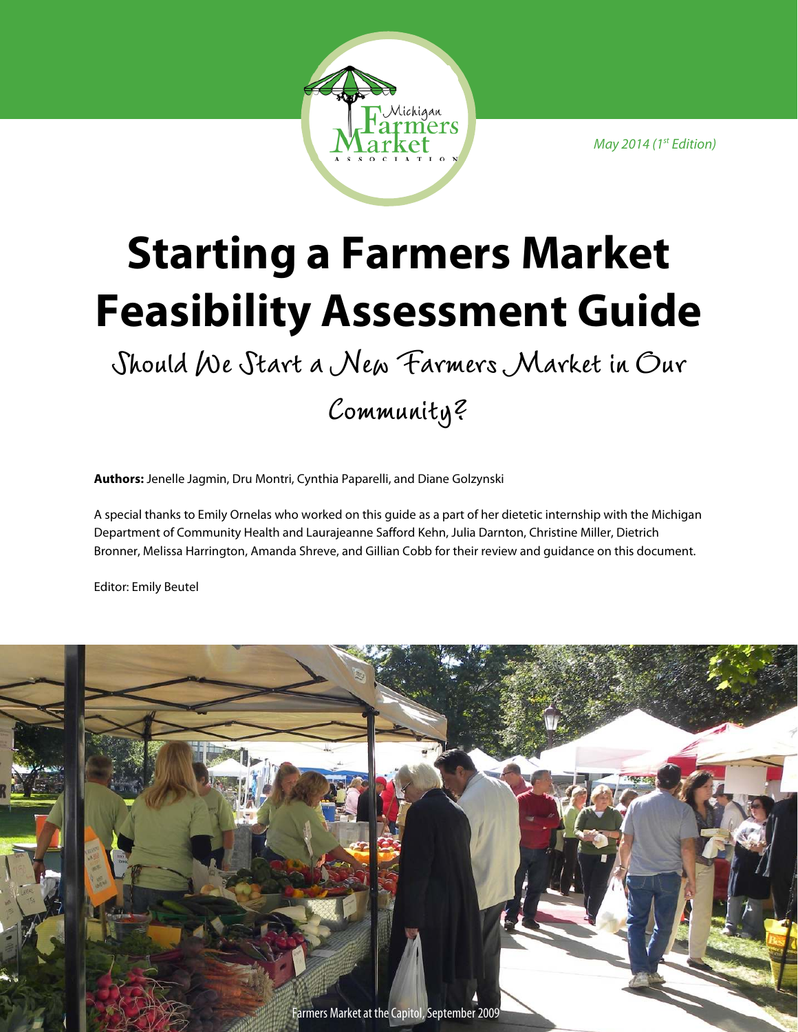Michigan Farmers Market Association

*May 2014 (1st Edition)*

# Starting a Farmers Market Feasibility Assessment Guide

## Should We Start a New Farmers Market in Our Community?

**Authors:** Jenelle Jagmin, Dru Montri, Cynthia Paparelli, and Diane Golzynski

A special thanks to Emily Ornelas who worked on this guide as a part of her dietetic internship with the Michigan Department of Community Health and Laurajeanne Safford Kehn, Julia Darnton, Christine Miller, Dietrich Bronner, Melissa Harrington, Amanda Shreve, and Gillian Cobb for their review and guidance on this document.

Editor: Emily Beutel

Farmers Market at the Capitol, September 2009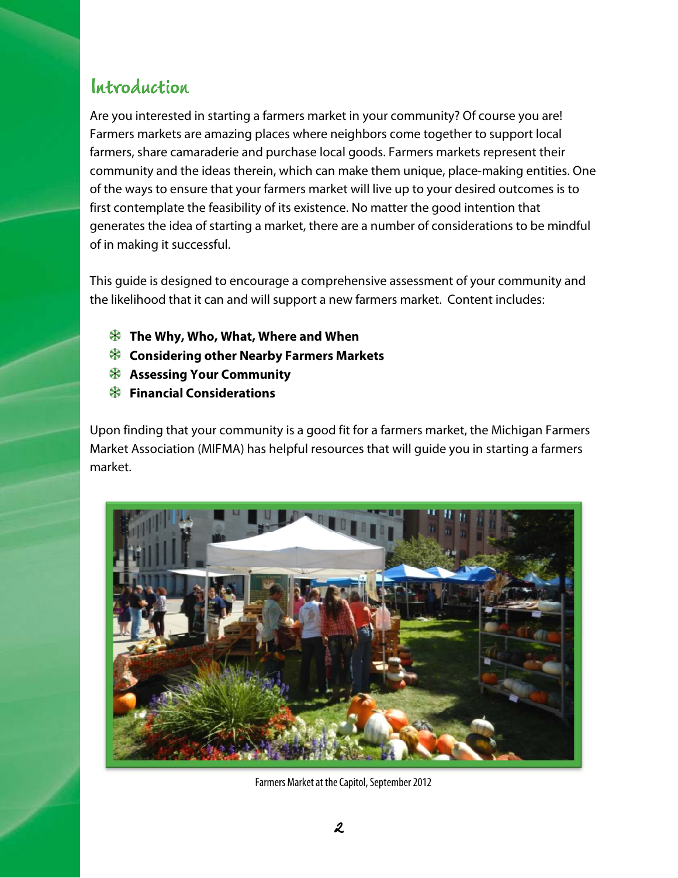# Introduction

Are you interested in starting a farmers market in your community? Of course you are! Farmers markets are amazing places where neighbors come together to support local farmers, share camaraderie and purchase local goods. Farmers markets represent their community and the ideas therein, which can make them unique, place-making entities. One of the ways to ensure that your farmers market will live up to your desired outcomes is to first contemplate the feasibility of its existence. No matter the good intention that generates the idea of starting a market, there are a number of considerations to be mindful of in making it successful.

This guide is designed to encourage a comprehensive assessment of your community and the likelihood that it can and will support a new farmers market. Content includes:

- **The Why, Who, What, Where and When**
- **Considering other Nearby Farmers Markets**
- **Assessing Your Community**
- **Financial Considerations**

Upon finding that your community is a good fit for a farmers market, the Michigan Farmers Market Association (MIFMA) has helpful resources that will guide you in starting a farmers market.

Farmers Market at the Capitol, September 2012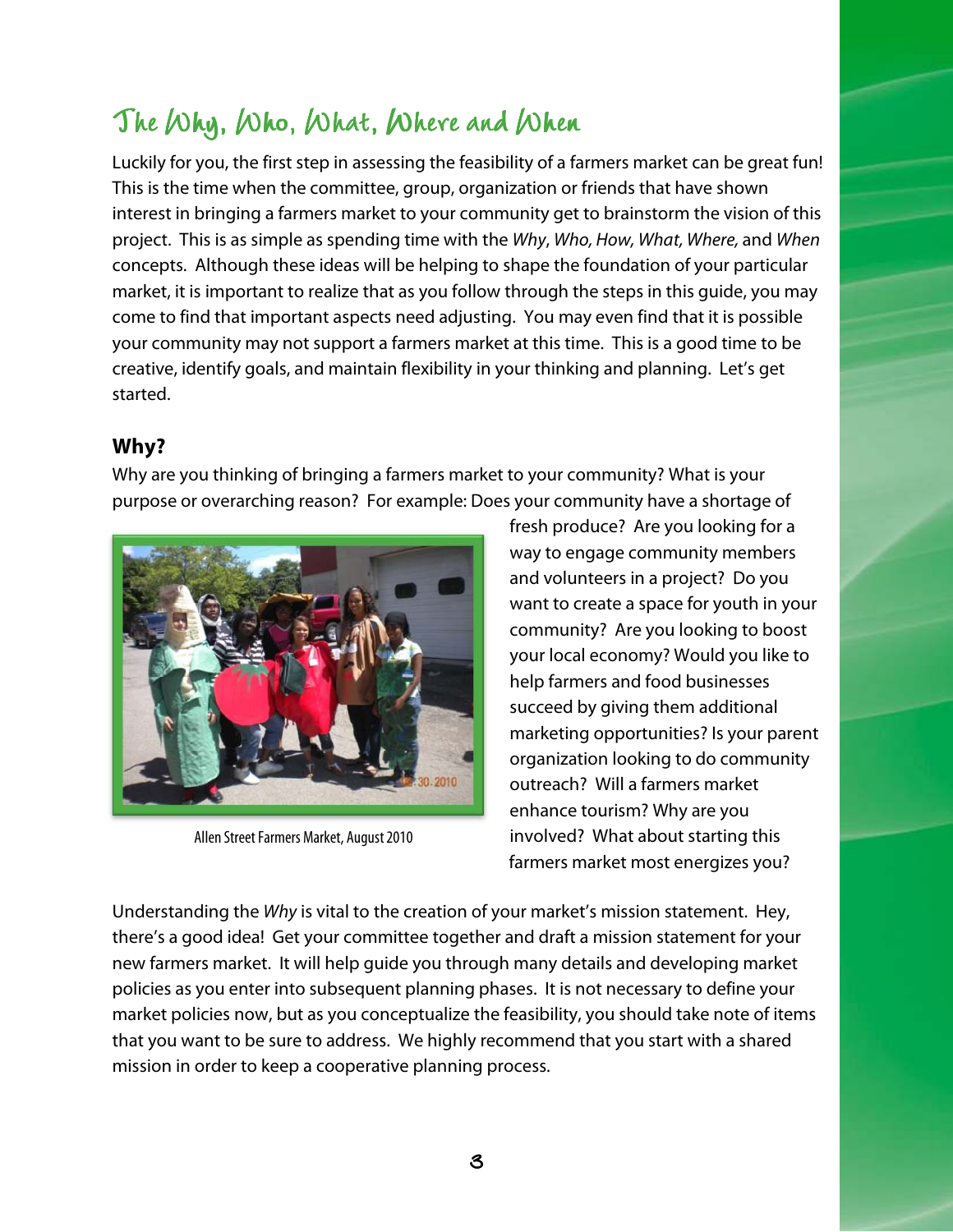# The Why, Who, What, Where and When

Luckily for you, the first step in assessing the feasibility of a farmers market can be great fun! This is the time when the committee, group, organization or friends that have shown interest in bringing a farmers market to your community get to brainstorm the vision of this project. This is as simple as spending time with the *Why*, *Who, How, What, Where,* and *When* concepts. Although these ideas will be helping to shape the foundation of your particular market, it is important to realize that as you follow through the steps in this guide, you may come to find that important aspects need adjusting. You may even find that it is possible your community may not support a farmers market at this time. This is a good time to be creative, identify goals, and maintain flexibility in your thinking and planning. Let's get started.

## Why?

Why are you thinking of bringing a farmers market to your community? What is your purpose or overarching reason? For example: Does your community have a shortage of fresh produce? Are you looking for a way to engage community members and volunteers in a project? Do you want to create a space for youth in your community? Are you looking to boost your local economy? Would you like to help farmers and food businesses succeed by giving them additional marketing opportunities? Is your parent organization looking to do community outreach? Will a farmers market enhance tourism? Why are you involved? What about starting this farmers market most energizes you?

Allen Street Farmers Market, August 2010

Understanding the *Why* is vital to the creation of your market's mission statement. Hey, there's a good idea! Get your committee together and draft a mission statement for your new farmers market. It will help guide you through many details and developing market policies as you enter into subsequent planning phases. It is not necessary to define your market policies now, but as you conceptualize the feasibility, you should take note of items that you want to be sure to address. We highly recommend that you start with a shared mission in order to keep a cooperative planning process.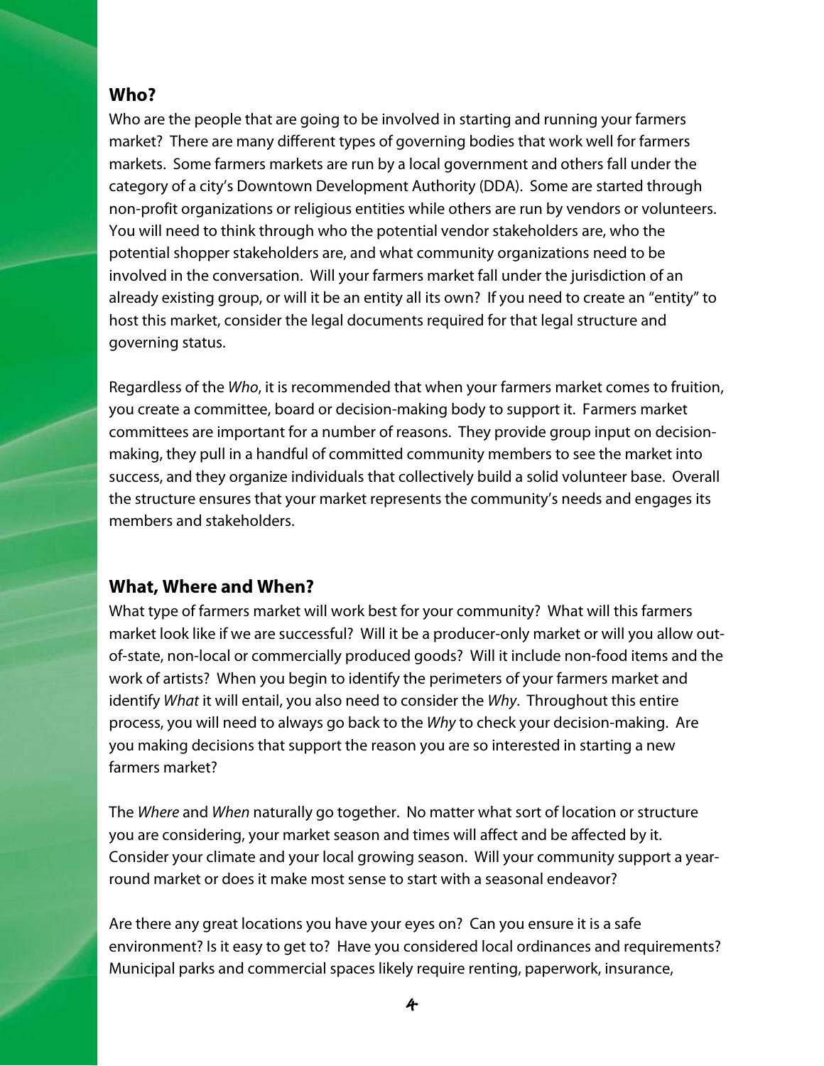## Who?

Who are the people that are going to be involved in starting and running your farmers market? There are many different types of governing bodies that work well for farmers markets. Some farmers markets are run by a local government and others fall under the category of a city's Downtown Development Authority (DDA). Some are started through non-profit organizations or religious entities while others are run by vendors or volunteers. You will need to think through who the potential vendor stakeholders are, who the potential shopper stakeholders are, and what community organizations need to be involved in the conversation. Will your farmers market fall under the jurisdiction of an already existing group, or will it be an entity all its own? If you need to create an "entity" to host this market, consider the legal documents required for that legal structure and governing status.

Regardless of the *Who*, it is recommended that when your farmers market comes to fruition, you create a committee, board or decision-making body to support it. Farmers market committees are important for a number of reasons. They provide group input on decision-making, they pull in a handful of committed community members to see the market into success, and they organize individuals that collectively build a solid volunteer base. Overall the structure ensures that your market represents the community's needs and engages its members and stakeholders.

## What, Where and When?

What type of farmers market will work best for your community? What will this farmers market look like if we are successful? Will it be a producer-only market or will you allow out-of-state, non-local or commercially produced goods? Will it include non-food items and the work of artists? When you begin to identify the perimeters of your farmers market and identify *What* it will entail, you also need to consider the *Why*. Throughout this entire process, you will need to always go back to the *Why* to check your decision-making. Are you making decisions that support the reason you are so interested in starting a new farmers market?

The *Where* and *When* naturally go together. No matter what sort of location or structure you are considering, your market season and times will affect and be affected by it. Consider your climate and your local growing season. Will your community support a year-round market or does it make most sense to start with a seasonal endeavor?

Are there any great locations you have your eyes on? Can you ensure it is a safe environment? Is it easy to get to? Have you considered local ordinances and requirements? Municipal parks and commercial spaces likely require renting, paperwork, insurance,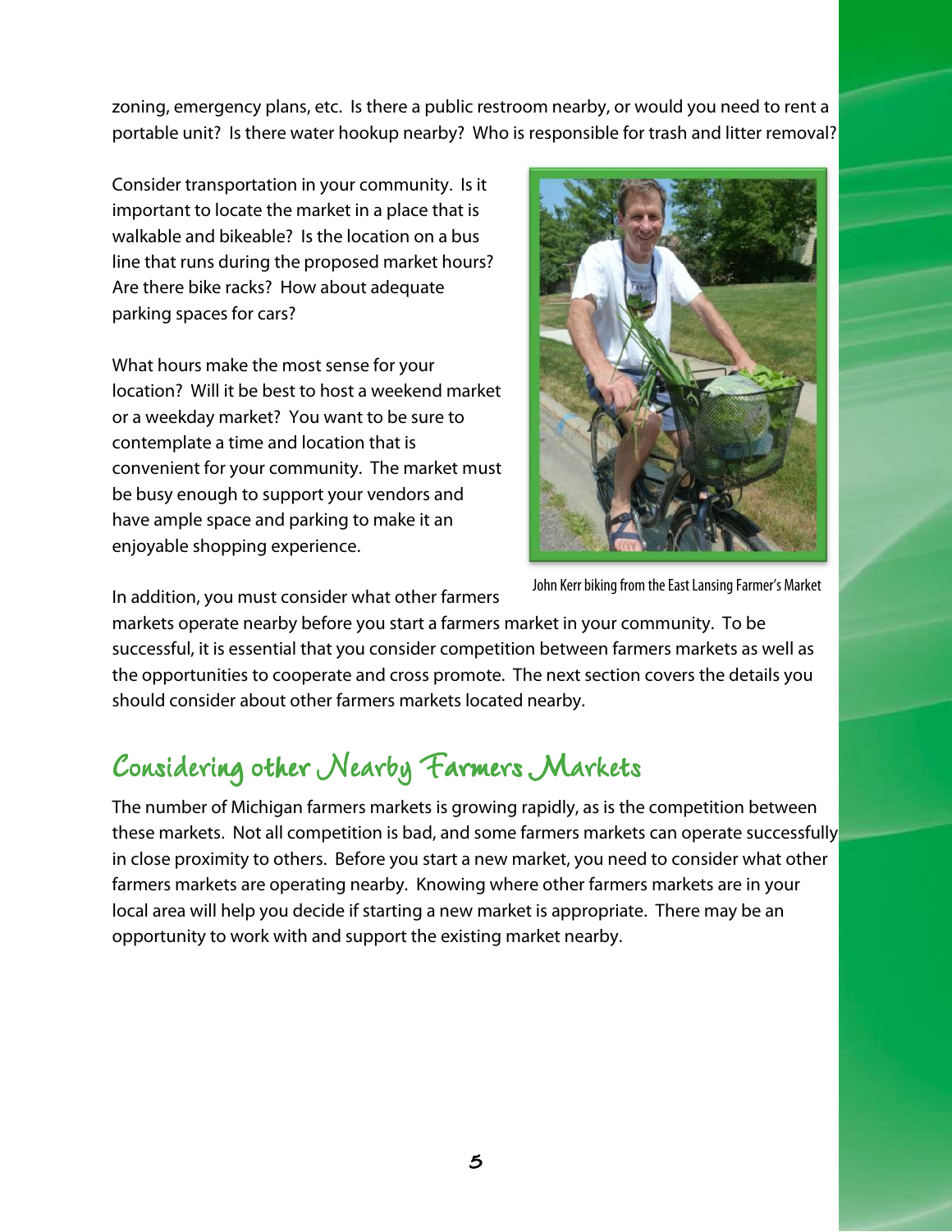zoning, emergency plans, etc. Is there a public restroom nearby, or would you need to rent a portable unit? Is there water hookup nearby? Who is responsible for trash and litter removal?

Consider transportation in your community. Is it important to locate the market in a place that is walkable and bikeable? Is the location on a bus line that runs during the proposed market hours? Are there bike racks? How about adequate parking spaces for cars?

What hours make the most sense for your location? Will it be best to host a weekend market or a weekday market? You want to be sure to contemplate a time and location that is convenient for your community. The market must be busy enough to support your vendors and have ample space and parking to make it an enjoyable shopping experience.

John Kerr biking from the East Lansing Farmer's Market

In addition, you must consider what other farmers markets operate nearby before you start a farmers market in your community. To be successful, it is essential that you consider competition between farmers markets as well as the opportunities to cooperate and cross promote. The next section covers the details you should consider about other farmers markets located nearby.

## Considering other Nearby Farmers Markets

The number of Michigan farmers markets is growing rapidly, as is the competition between these markets. Not all competition is bad, and some farmers markets can operate successfully in close proximity to others. Before you start a new market, you need to consider what other farmers markets are operating nearby. Knowing where other farmers markets are in your local area will help you decide if starting a new market is appropriate. There may be an opportunity to work with and support the existing market nearby.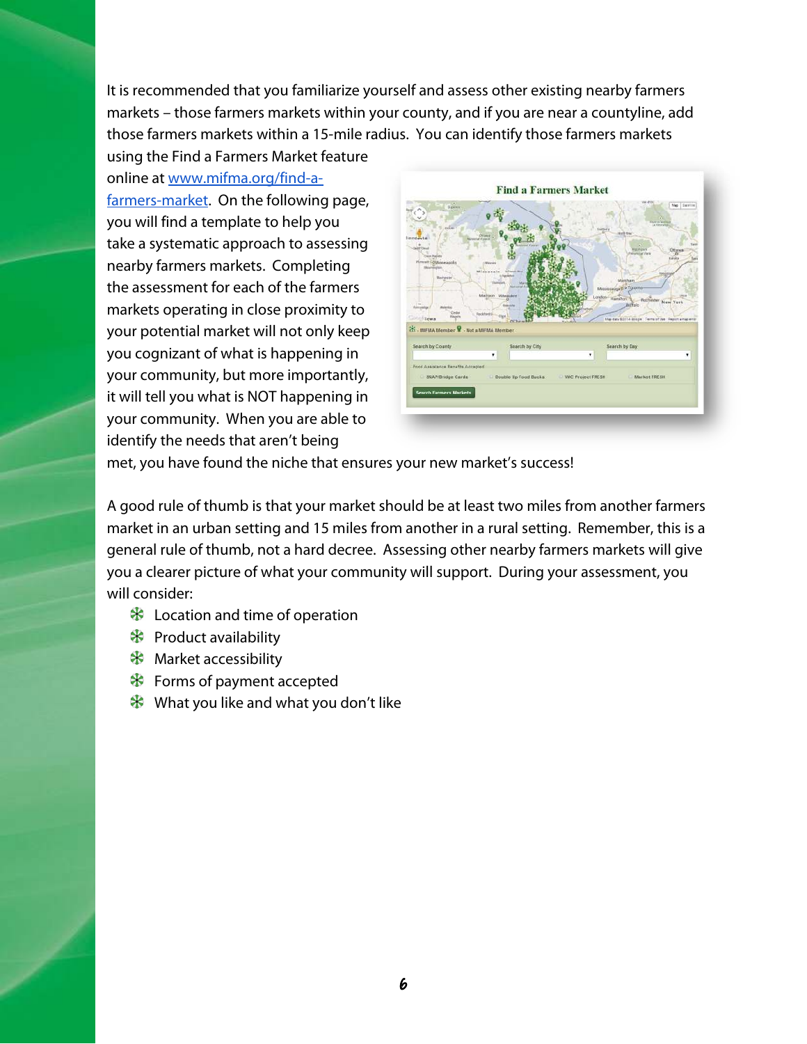It is recommended that you familiarize yourself and assess other existing nearby farmers markets – those farmers markets within your county, and if you are near a countyline, add those farmers markets within a 15-mile radius. You can identify those farmers markets using the Find a Farmers Market feature online at [www.mifma.org/find-a-farmers-market](http://www.mifma.org/find-a-farmers-market). On the following page, you will find a template to help you take a systematic approach to assessing nearby farmers markets. Completing the assessment for each of the farmers markets operating in close proximity to your potential market will not only keep you cognizant of what is happening in your community, but more importantly, it will tell you what is NOT happening in your community. When you are able to identify the needs that aren't being met, you have found the niche that ensures your new market's success!

A good rule of thumb is that your market should be at least two miles from another farmers market in an urban setting and 15 miles from another in a rural setting. Remember, this is a general rule of thumb, not a hard decree. Assessing other nearby farmers markets will give you a clearer picture of what your community will support. During your assessment, you will consider:

- Location and time of operation
- Product availability
- Market accessibility
- Forms of payment accepted
- What you like and what you don't like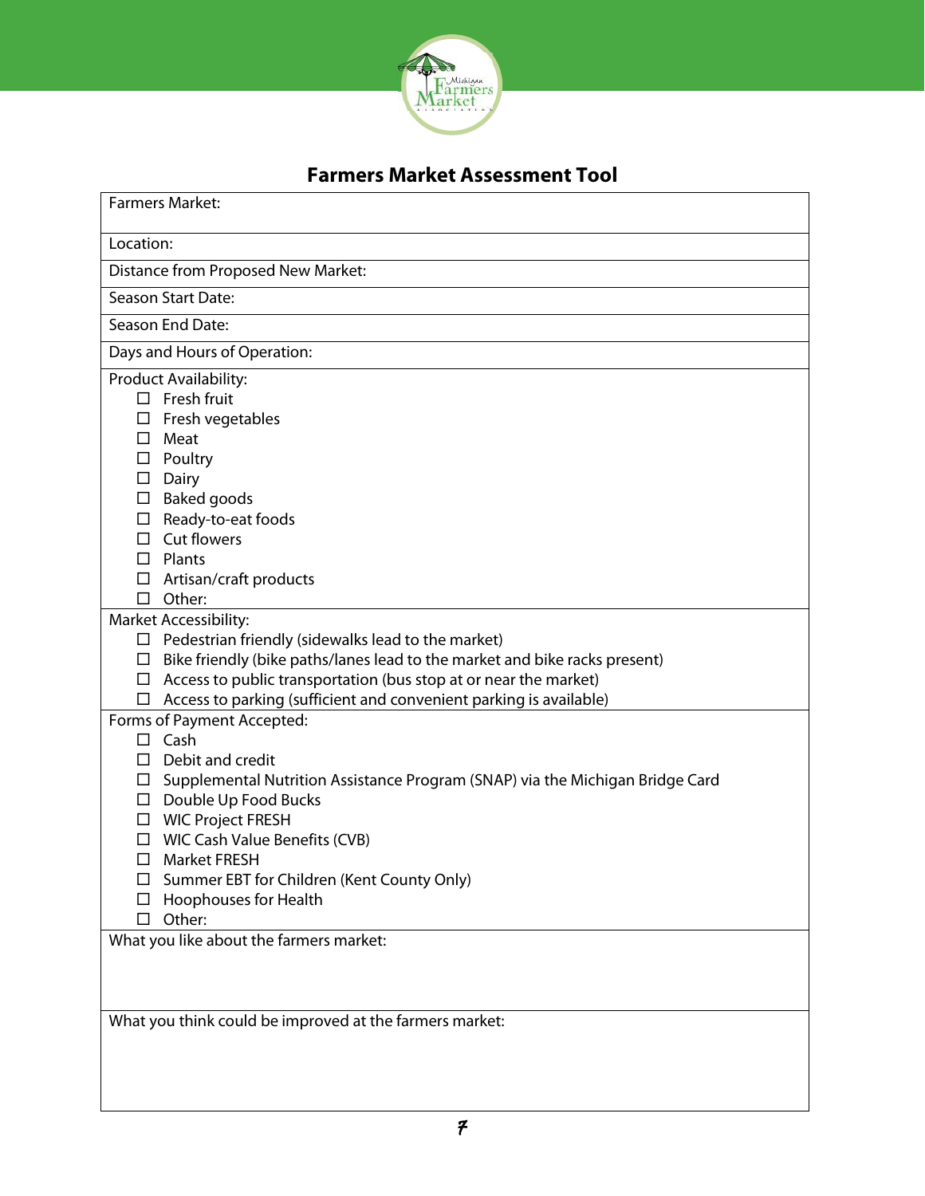# Farmers Market Assessment Tool

Farmers Market:

Location:

Distance from Proposed New Market:

Season Start Date:

Season End Date:

Days and Hours of Operation:

Product Availability:

- ☐ Fresh fruit
- ☐ Fresh vegetables
- ☐ Meat
- ☐ Poultry
- ☐ Dairy
- ☐ Baked goods
- ☐ Ready-to-eat foods
- ☐ Cut flowers
- ☐ Plants
- ☐ Artisan/craft products
- ☐ Other:

Market Accessibility:

- ☐ Pedestrian friendly (sidewalks lead to the market)
- ☐ Bike friendly (bike paths/lanes lead to the market and bike racks present)
- ☐ Access to public transportation (bus stop at or near the market)
- ☐ Access to parking (sufficient and convenient parking is available)

Forms of Payment Accepted:

- ☐ Cash
- ☐ Debit and credit
- ☐ Supplemental Nutrition Assistance Program (SNAP) via the Michigan Bridge Card
- ☐ Double Up Food Bucks
- ☐ WIC Project FRESH
- ☐ WIC Cash Value Benefits (CVB)
- ☐ Market FRESH
- ☐ Summer EBT for Children (Kent County Only)
- ☐ Hoophouses for Health
- ☐ Other:

What you like about the farmers market:

What you think could be improved at the farmers market: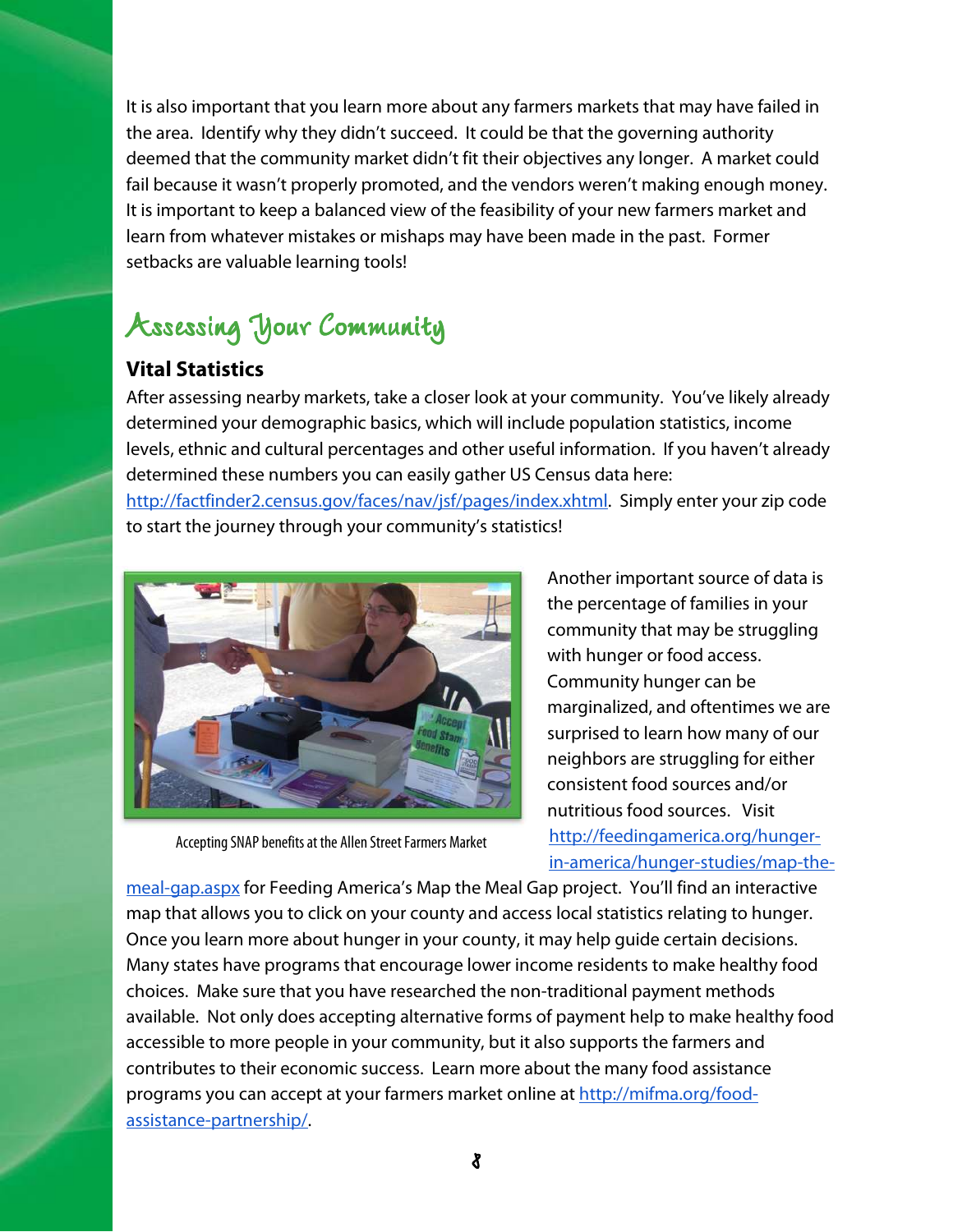It is also important that you learn more about any farmers markets that may have failed in the area. Identify why they didn't succeed. It could be that the governing authority deemed that the community market didn't fit their objectives any longer. A market could fail because it wasn't properly promoted, and the vendors weren't making enough money. It is important to keep a balanced view of the feasibility of your new farmers market and learn from whatever mistakes or mishaps may have been made in the past. Former setbacks are valuable learning tools!

## Assessing Your Community

### Vital Statistics

After assessing nearby markets, take a closer look at your community. You've likely already determined your demographic basics, which will include population statistics, income levels, ethnic and cultural percentages and other useful information. If you haven't already determined these numbers you can easily gather US Census data here: http://factfinder2.census.gov/faces/nav/jsf/pages/index.xhtml. Simply enter your zip code to start the journey through your community's statistics!

Accepting SNAP benefits at the Allen Street Farmers Market

Another important source of data is the percentage of families in your community that may be struggling with hunger or food access. Community hunger can be marginalized, and oftentimes we are surprised to learn how many of our neighbors are struggling for either consistent food sources and/or nutritious food sources. Visit http://feedingamerica.org/hunger-in-america/hunger-studies/map-the-meal-gap.aspx for Feeding America's Map the Meal Gap project. You'll find an interactive map that allows you to click on your county and access local statistics relating to hunger. Once you learn more about hunger in your county, it may help guide certain decisions. Many states have programs that encourage lower income residents to make healthy food choices. Make sure that you have researched the non-traditional payment methods available. Not only does accepting alternative forms of payment help to make healthy food accessible to more people in your community, but it also supports the farmers and contributes to their economic success. Learn more about the many food assistance programs you can accept at your farmers market online at http://mifma.org/food-assistance-partnership/.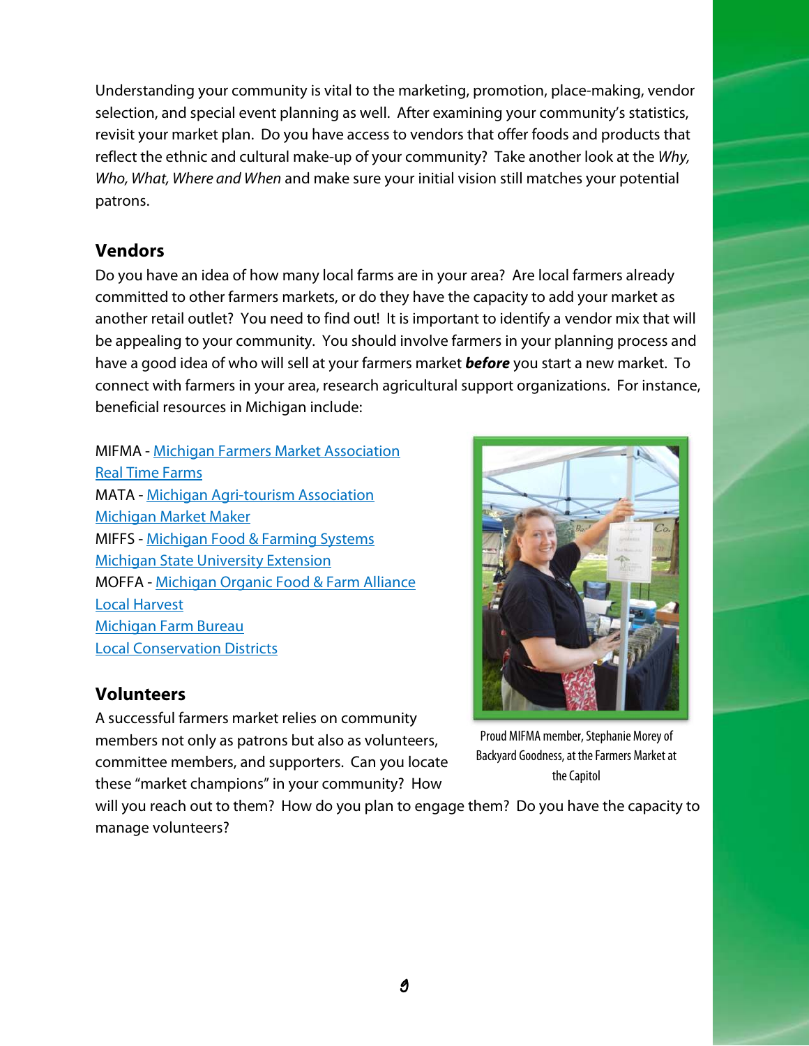Understanding your community is vital to the marketing, promotion, place-making, vendor selection, and special event planning as well. After examining your community's statistics, revisit your market plan. Do you have access to vendors that offer foods and products that reflect the ethnic and cultural make-up of your community? Take another look at the *Why, Who, What, Where and When* and make sure your initial vision still matches your potential patrons.

## Vendors

Do you have an idea of how many local farms are in your area? Are local farmers already committed to other farmers markets, or do they have the capacity to add your market as another retail outlet? You need to find out! It is important to identify a vendor mix that will be appealing to your community. You should involve farmers in your planning process and have a good idea of who will sell at your farmers market ***before*** you start a new market. To connect with farmers in your area, research agricultural support organizations. For instance, beneficial resources in Michigan include:

MIFMA - Michigan Farmers Market Association
Real Time Farms
MATA - Michigan Agri-tourism Association
Michigan Market Maker
MIFFS - Michigan Food & Farming Systems
Michigan State University Extension
MOFFA - Michigan Organic Food & Farm Alliance
Local Harvest
Michigan Farm Bureau
Local Conservation Districts

Proud MIFMA member, Stephanie Morey of Backyard Goodness, at the Farmers Market at the Capitol

## Volunteers

A successful farmers market relies on community members not only as patrons but also as volunteers, committee members, and supporters. Can you locate these "market champions" in your community? How will you reach out to them? How do you plan to engage them? Do you have the capacity to manage volunteers?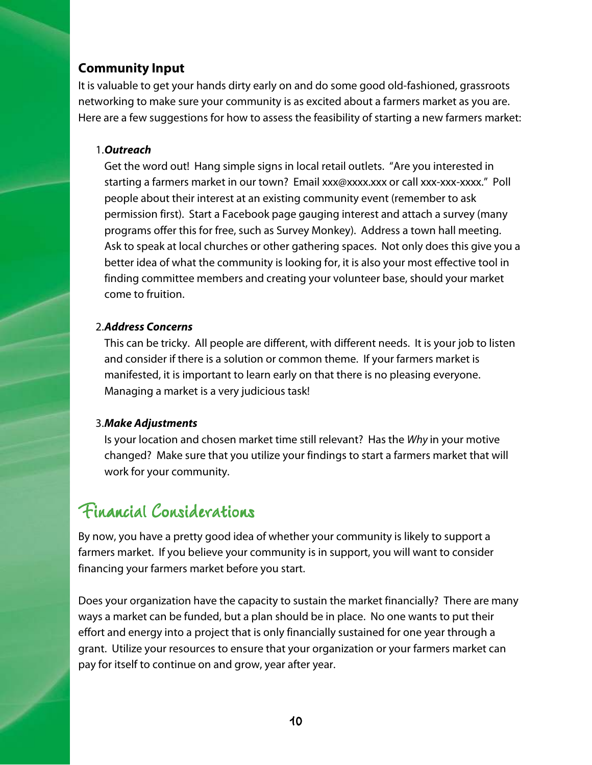### Community Input

It is valuable to get your hands dirty early on and do some good old-fashioned, grassroots networking to make sure your community is as excited about a farmers market as you are. Here are a few suggestions for how to assess the feasibility of starting a new farmers market:

1. ***Outreach***

   Get the word out! Hang simple signs in local retail outlets. "Are you interested in starting a farmers market in our town? Email xxx@xxxx.xxx or call xxx-xxx-xxxx." Poll people about their interest at an existing community event (remember to ask permission first). Start a Facebook page gauging interest and attach a survey (many programs offer this for free, such as Survey Monkey). Address a town hall meeting. Ask to speak at local churches or other gathering spaces. Not only does this give you a better idea of what the community is looking for, it is also your most effective tool in finding committee members and creating your volunteer base, should your market come to fruition.

2. ***Address Concerns***

   This can be tricky. All people are different, with different needs. It is your job to listen and consider if there is a solution or common theme. If your farmers market is manifested, it is important to learn early on that there is no pleasing everyone. Managing a market is a very judicious task!

3. ***Make Adjustments***

   Is your location and chosen market time still relevant? Has the *Why* in your motive changed? Make sure that you utilize your findings to start a farmers market that will work for your community.

## Financial Considerations

By now, you have a pretty good idea of whether your community is likely to support a farmers market. If you believe your community is in support, you will want to consider financing your farmers market before you start.

Does your organization have the capacity to sustain the market financially? There are many ways a market can be funded, but a plan should be in place. No one wants to put their effort and energy into a project that is only financially sustained for one year through a grant. Utilize your resources to ensure that your organization or your farmers market can pay for itself to continue on and grow, year after year.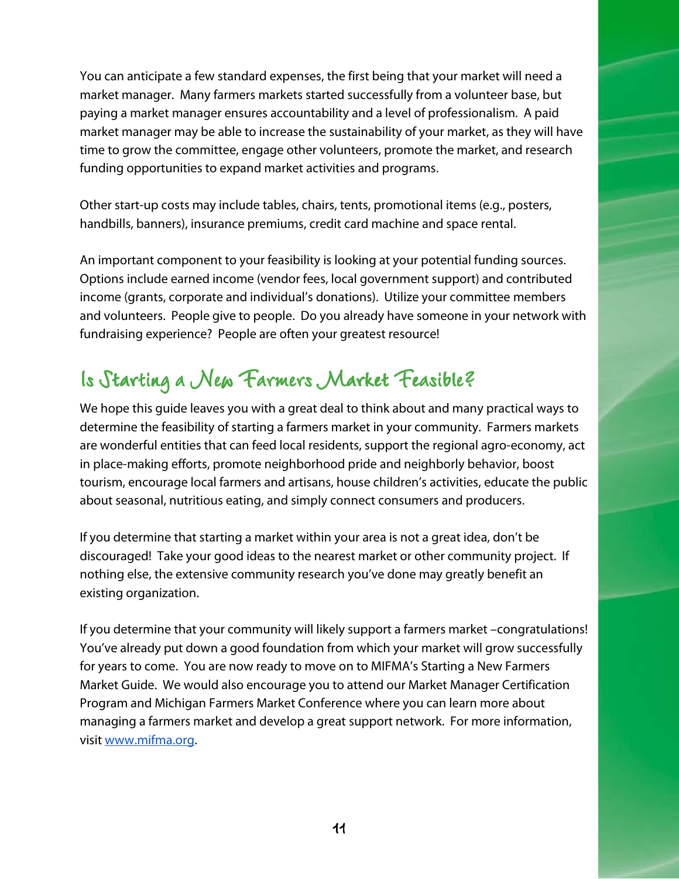You can anticipate a few standard expenses, the first being that your market will need a market manager. Many farmers markets started successfully from a volunteer base, but paying a market manager ensures accountability and a level of professionalism. A paid market manager may be able to increase the sustainability of your market, as they will have time to grow the committee, engage other volunteers, promote the market, and research funding opportunities to expand market activities and programs.

Other start-up costs may include tables, chairs, tents, promotional items (e.g., posters, handbills, banners), insurance premiums, credit card machine and space rental.

An important component to your feasibility is looking at your potential funding sources. Options include earned income (vendor fees, local government support) and contributed income (grants, corporate and individual's donations). Utilize your committee members and volunteers. People give to people. Do you already have someone in your network with fundraising experience? People are often your greatest resource!

## Is Starting a New Farmers Market Feasible?

We hope this guide leaves you with a great deal to think about and many practical ways to determine the feasibility of starting a farmers market in your community. Farmers markets are wonderful entities that can feed local residents, support the regional agro-economy, act in place-making efforts, promote neighborhood pride and neighborly behavior, boost tourism, encourage local farmers and artisans, house children's activities, educate the public about seasonal, nutritious eating, and simply connect consumers and producers.

If you determine that starting a market within your area is not a great idea, don't be discouraged! Take your good ideas to the nearest market or other community project. If nothing else, the extensive community research you've done may greatly benefit an existing organization.

If you determine that your community will likely support a farmers market –congratulations! You've already put down a good foundation from which your market will grow successfully for years to come. You are now ready to move on to MIFMA's Starting a New Farmers Market Guide. We would also encourage you to attend our Market Manager Certification Program and Michigan Farmers Market Conference where you can learn more about managing a farmers market and develop a great support network. For more information, visit [www.mifma.org](http://www.mifma.org).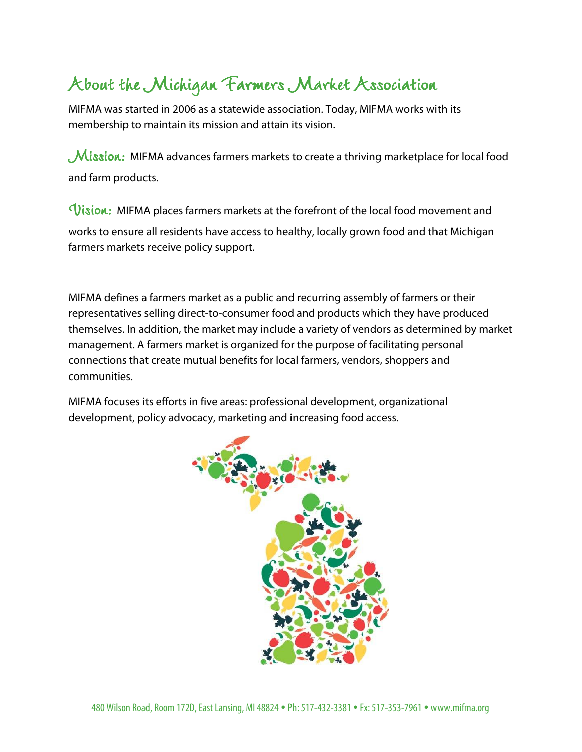# About the Michigan Farmers Market Association

MIFMA was started in 2006 as a statewide association. Today, MIFMA works with its membership to maintain its mission and attain its vision.

**Mission:** MIFMA advances farmers markets to create a thriving marketplace for local food and farm products.

**Vision:** MIFMA places farmers markets at the forefront of the local food movement and works to ensure all residents have access to healthy, locally grown food and that Michigan farmers markets receive policy support.

MIFMA defines a farmers market as a public and recurring assembly of farmers or their representatives selling direct-to-consumer food and products which they have produced themselves. In addition, the market may include a variety of vendors as determined by market management. A farmers market is organized for the purpose of facilitating personal connections that create mutual benefits for local farmers, vendors, shoppers and communities.

MIFMA focuses its efforts in five areas: professional development, organizational development, policy advocacy, marketing and increasing food access.

480 Wilson Road, Room 172D, East Lansing, MI 48824 • Ph: 517-432-3381 • Fx: 517-353-7961 • www.mifma.org